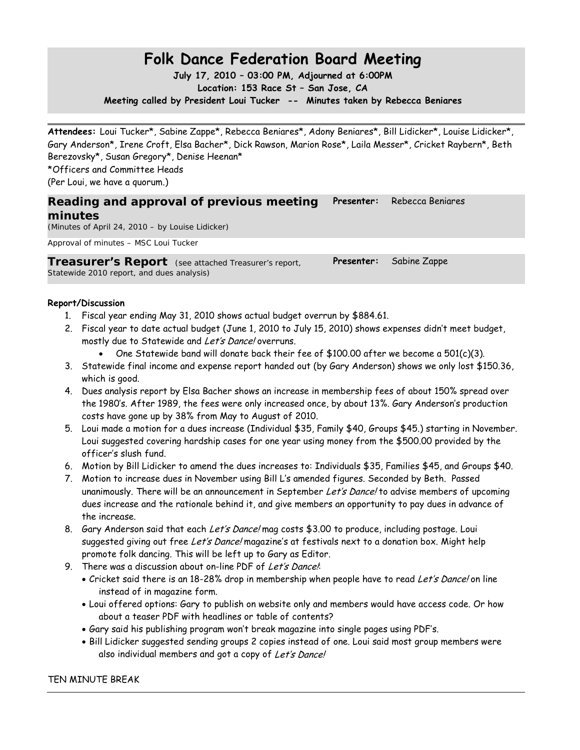# Folk Dance Federation Board Meeting

**July 17, 2010 – 03:00 PM, Adjourned at 6:00PM**

**Location: 153 Race St – San Jose, CA**

**Meeting called by President Loui Tucker -- Minutes taken by Rebecca Beniares**

---

**Attendees:** Loui Tucker*, Sabine Zappe*, Rebecca Beniares*, Adony Beniares*, Bill Lidicker*, Louise Lidicker*, Gary Anderson*, Irene Croft, Elsa Bacher*, Dick Rawson, Marion Rose*, Laila Messer*, Cricket Raybern*, Beth Berezovsky*, Susan Gregory*, Denise Heenan*

*Officers and Committee Heads

(Per Loui, we have a quorum.)

## Reading and approval of previous meeting minutes

**Presenter:** Rebecca Beniares

(Minutes of April 24, 2010 – by Louise Lidicker)

Approval of minutes – MSC Loui Tucker

## Treasurer's Report

(see attached Treasurer's report, Statewide 2010 report, and dues analysis)

**Presenter:** Sabine Zappe

**Report/Discussion**

1. Fiscal year ending May 31, 2010 shows actual budget overrun by $884.61.
2. Fiscal year to date actual budget (June 1, 2010 to July 15, 2010) shows expenses didn't meet budget, mostly due to Statewide and *Let's Dance!* overruns.
   - One Statewide band will donate back their fee of $100.00 after we become a 501(c)(3).
3. Statewide final income and expense report handed out (by Gary Anderson) shows we only lost $150.36, which is good.
4. Dues analysis report by Elsa Bacher shows an increase in membership fees of about 150% spread over the 1980's. After 1989, the fees were only increased once, by about 13%. Gary Anderson's production costs have gone up by 38% from May to August of 2010.
5. Loui made a motion for a dues increase (Individual $35, Family $40, Groups $45.) starting in November. Loui suggested covering hardship cases for one year using money from the $500.00 provided by the officer's slush fund.
6. Motion by Bill Lidicker to amend the dues increases to: Individuals $35, Families $45, and Groups $40.
7. Motion to increase dues in November using Bill L's amended figures. Seconded by Beth. Passed unanimously. There will be an announcement in September *Let's Dance!* to advise members of upcoming dues increase and the rationale behind it, and give members an opportunity to pay dues in advance of the increase.
8. Gary Anderson said that each *Let's Dance!* mag costs $3.00 to produce, including postage. Loui suggested giving out free *Let's Dance!* magazine's at festivals next to a donation box. Might help promote folk dancing. This will be left up to Gary as Editor.
9. There was a discussion about on-line PDF of *Let's Dance!*:
   - Cricket said there is an 18-28% drop in membership when people have to read *Let's Dance!* on line instead of in magazine form.
   - Loui offered options: Gary to publish on website only and members would have access code. Or how about a teaser PDF with headlines or table of contents?
   - Gary said his publishing program won't break magazine into single pages using PDF's.
   - Bill Lidicker suggested sending groups 2 copies instead of one. Loui said most group members were also individual members and got a copy of *Let's Dance!*

TEN MINUTE BREAK

---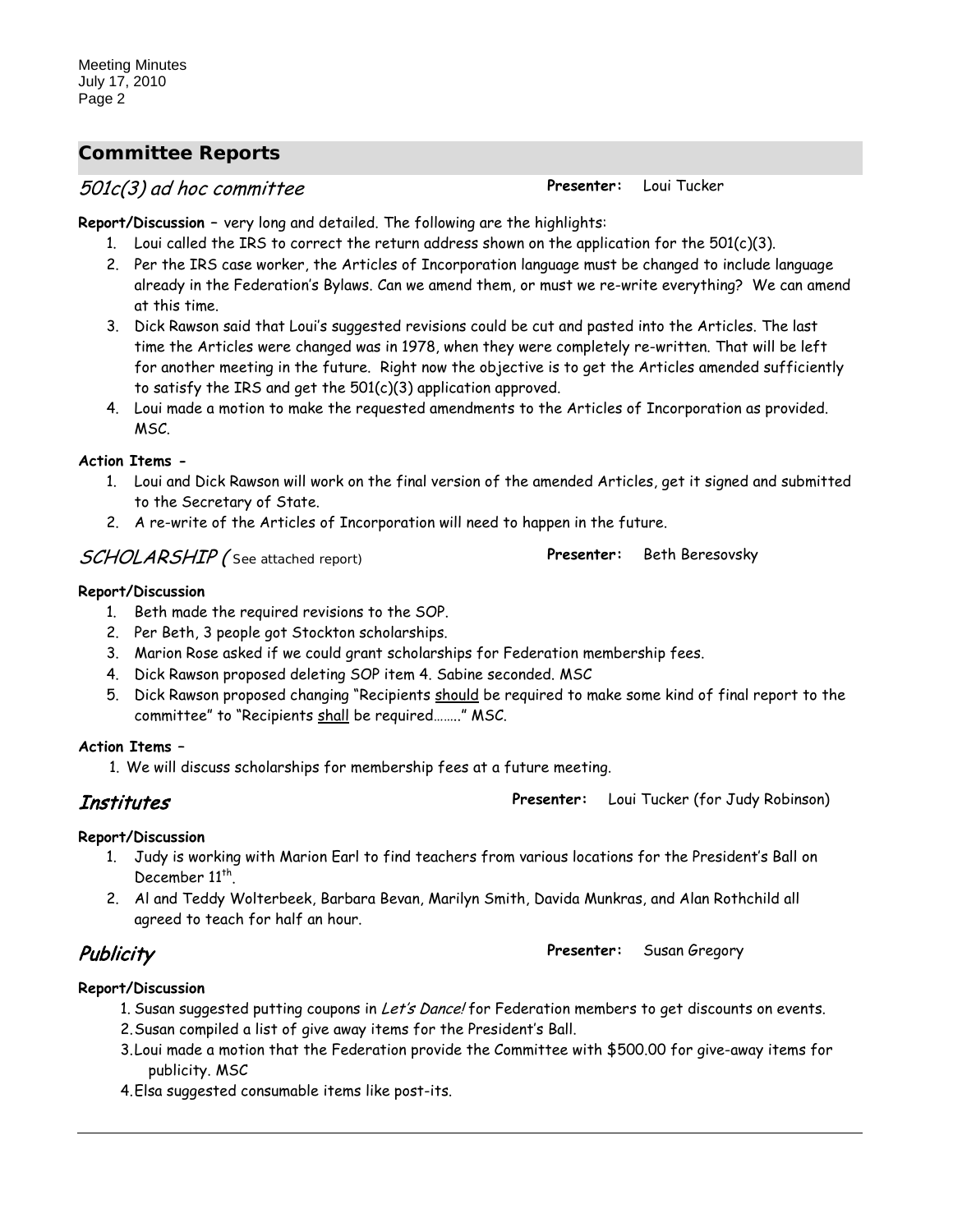## Committee Reports

### *501c(3) ad hoc committee*

**Presenter:** Loui Tucker

**Report/Discussion** – very long and detailed. The following are the highlights:

1. Loui called the IRS to correct the return address shown on the application for the 501(c)(3).
2. Per the IRS case worker, the Articles of Incorporation language must be changed to include language already in the Federation's Bylaws. Can we amend them, or must we re-write everything? We can amend at this time.
3. Dick Rawson said that Loui's suggested revisions could be cut and pasted into the Articles. The last time the Articles were changed was in 1978, when they were completely re-written. That will be left for another meeting in the future. Right now the objective is to get the Articles amended sufficiently to satisfy the IRS and get the 501(c)(3) application approved.
4. Loui made a motion to make the requested amendments to the Articles of Incorporation as provided. MSC.

**Action Items -**

1. Loui and Dick Rawson will work on the final version of the amended Articles, get it signed and submitted to the Secretary of State.
2. A re-write of the Articles of Incorporation will need to happen in the future.

### *SCHOLARSHIP (* See attached report)

**Presenter:** Beth Beresovsky

**Report/Discussion**

1. Beth made the required revisions to the SOP.
2. Per Beth, 3 people got Stockton scholarships.
3. Marion Rose asked if we could grant scholarships for Federation membership fees.
4. Dick Rawson proposed deleting SOP item 4. Sabine seconded. MSC
5. Dick Rawson proposed changing "Recipients should be required to make some kind of final report to the committee" to "Recipients shall be required……." MSC.

**Action Items –**

1. We will discuss scholarships for membership fees at a future meeting.

### *Institutes*

**Presenter:** Loui Tucker (for Judy Robinson)

**Report/Discussion**

1. Judy is working with Marion Earl to find teachers from various locations for the President's Ball on December 11th.
2. Al and Teddy Wolterbeek, Barbara Bevan, Marilyn Smith, Davida Munkras, and Alan Rothchild all agreed to teach for half an hour.

### *Publicity*

**Presenter:** Susan Gregory

**Report/Discussion**

1. Susan suggested putting coupons in *Let's Dance!* for Federation members to get discounts on events.
2. Susan compiled a list of give away items for the President's Ball.
3. Loui made a motion that the Federation provide the Committee with $500.00 for give-away items for publicity. MSC
4. Elsa suggested consumable items like post-its.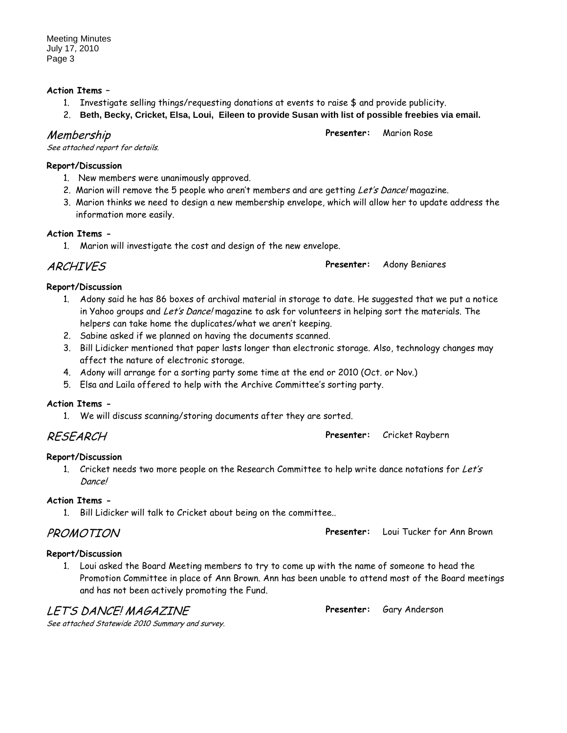**Action Items –**

1. Investigate selling things/requesting donations at events to raise $ and provide publicity.
2. **Beth, Becky, Cricket, Elsa, Loui, Eileen to provide Susan with list of possible freebies via email.**

## *Membership*

**Presenter:** Marion Rose

*See attached report for details.*

**Report/Discussion**

1. New members were unanimously approved.
2. Marion will remove the 5 people who aren't members and are getting *Let's Dance!* magazine.
3. Marion thinks we need to design a new membership envelope, which will allow her to update address the information more easily.

**Action Items -**

1. Marion will investigate the cost and design of the new envelope.

## *ARCHIVES*

**Presenter:** Adony Beniares

**Report/Discussion**

1. Adony said he has 86 boxes of archival material in storage to date. He suggested that we put a notice in Yahoo groups and *Let's Dance!* magazine to ask for volunteers in helping sort the materials. The helpers can take home the duplicates/what we aren't keeping.
2. Sabine asked if we planned on having the documents scanned.
3. Bill Lidicker mentioned that paper lasts longer than electronic storage. Also, technology changes may affect the nature of electronic storage.
4. Adony will arrange for a sorting party some time at the end or 2010 (Oct. or Nov.)
5. Elsa and Laila offered to help with the Archive Committee's sorting party.

**Action Items -**

1. We will discuss scanning/storing documents after they are sorted.

## *RESEARCH*

**Presenter:** Cricket Raybern

**Report/Discussion**

1. Cricket needs two more people on the Research Committee to help write dance notations for *Let's Dance!*

**Action Items -**

1. Bill Lidicker will talk to Cricket about being on the committee..

## *PROMOTION*

**Presenter:** Loui Tucker for Ann Brown

**Report/Discussion**

1. Loui asked the Board Meeting members to try to come up with the name of someone to head the Promotion Committee in place of Ann Brown. Ann has been unable to attend most of the Board meetings and has not been actively promoting the Fund.

## *LET'S DANCE! MAGAZINE*

**Presenter:** Gary Anderson

*See attached Statewide 2010 Summary and survey.*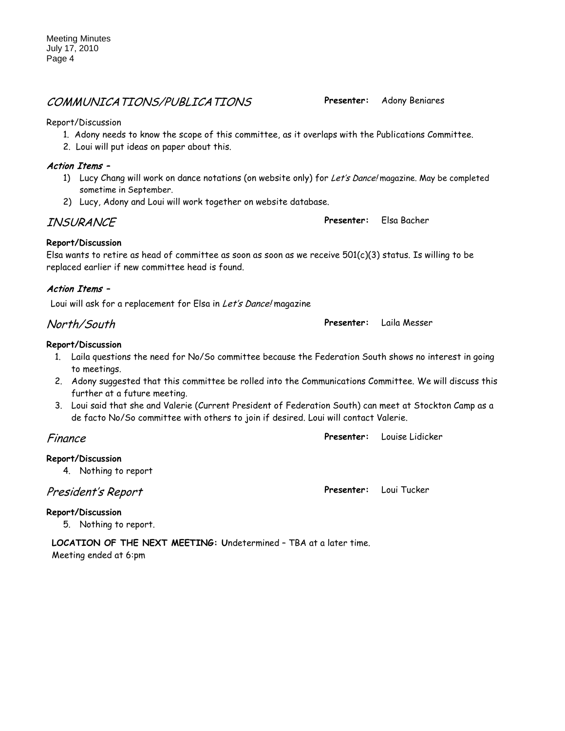## COMMUNICATIONS/PUBLICATIONS

**Presenter:** Adony Beniares

Report/Discussion

1. Adony needs to know the scope of this committee, as it overlaps with the Publications Committee.
2. Loui will put ideas on paper about this.

***Action Items –***

1) Lucy Chang will work on dance notations (on website only) for *Let's Dance!* magazine. May be completed sometime in September.
2) Lucy, Adony and Loui will work together on website database.

## INSURANCE

**Presenter:** Elsa Bacher

**Report/Discussion**

Elsa wants to retire as head of committee as soon as soon as we receive 501(c)(3) status. Is willing to be replaced earlier if new committee head is found.

***Action Items –***

Loui will ask for a replacement for Elsa in *Let's Dance!* magazine

## North/South

**Presenter:** Laila Messer

**Report/Discussion**

1. Laila questions the need for No/So committee because the Federation South shows no interest in going to meetings.
2. Adony suggested that this committee be rolled into the Communications Committee. We will discuss this further at a future meeting.
3. Loui said that she and Valerie (Current President of Federation South) can meet at Stockton Camp as a de facto No/So committee with others to join if desired. Loui will contact Valerie.

## Finance

**Presenter:** Louise Lidicker

**Report/Discussion**

4. Nothing to report

## President's Report

**Presenter:** Loui Tucker

**Report/Discussion**

5. Nothing to report.

**LOCATION OF THE NEXT MEETING: U**ndetermined – TBA at a later time.

Meeting ended at 6:pm